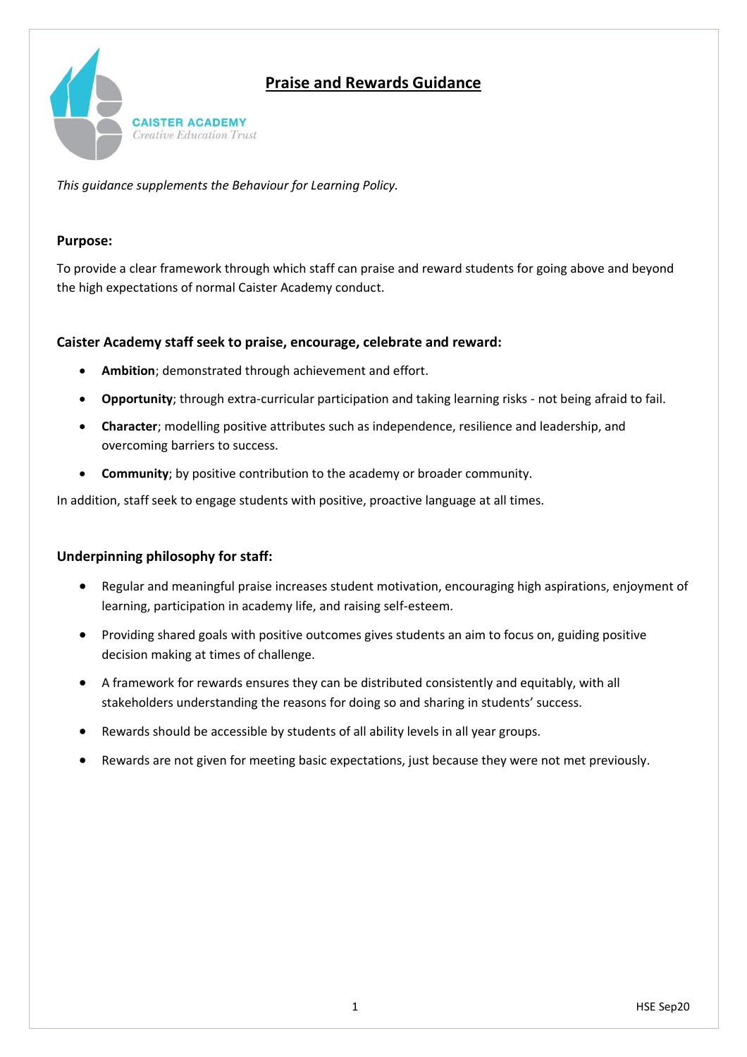# Praise and Rewards Guidance

CAISTER ACADEMY
*Creative Education Trust*

*This guidance supplements the Behaviour for Learning Policy.*

**Purpose:**

To provide a clear framework through which staff can praise and reward students for going above and beyond the high expectations of normal Caister Academy conduct.

**Caister Academy staff seek to praise, encourage, celebrate and reward:**

- **Ambition**; demonstrated through achievement and effort.
- **Opportunity**; through extra-curricular participation and taking learning risks - not being afraid to fail.
- **Character**; modelling positive attributes such as independence, resilience and leadership, and overcoming barriers to success.
- **Community**; by positive contribution to the academy or broader community.

In addition, staff seek to engage students with positive, proactive language at all times.

**Underpinning philosophy for staff:**

- Regular and meaningful praise increases student motivation, encouraging high aspirations, enjoyment of learning, participation in academy life, and raising self-esteem.
- Providing shared goals with positive outcomes gives students an aim to focus on, guiding positive decision making at times of challenge.
- A framework for rewards ensures they can be distributed consistently and equitably, with all stakeholders understanding the reasons for doing so and sharing in students' success.
- Rewards should be accessible by students of all ability levels in all year groups.
- Rewards are not given for meeting basic expectations, just because they were not met previously.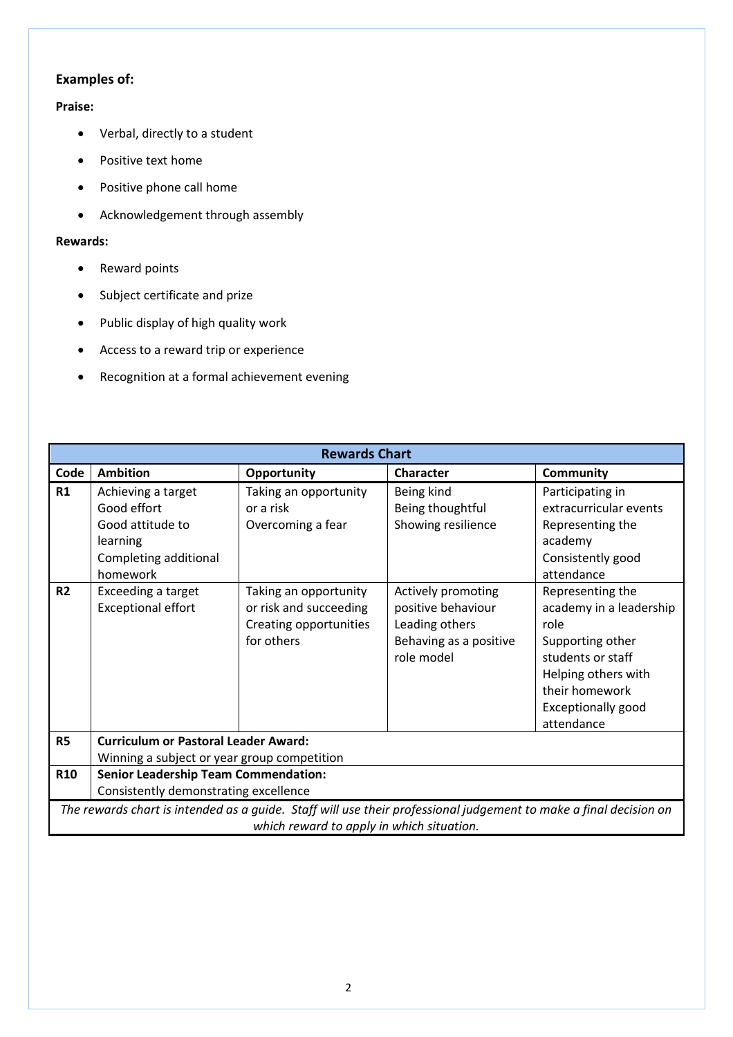## Examples of:

**Praise:**

- Verbal, directly to a student
- Positive text home
- Positive phone call home
- Acknowledgement through assembly

**Rewards:**

- Reward points
- Subject certificate and prize
- Public display of high quality work
- Access to a reward trip or experience
- Recognition at a formal achievement evening

| Rewards Chart | | | | |
|---|---|---|---|---|
| **Code** | **Ambition** | **Opportunity** | **Character** | **Community** |
| **R1** | Achieving a target<br>Good effort<br>Good attitude to learning<br>Completing additional homework | Taking an opportunity or a risk<br>Overcoming a fear | Being kind<br>Being thoughtful<br>Showing resilience | Participating in extracurricular events<br>Representing the academy<br>Consistently good attendance |
| **R2** | Exceeding a target<br>Exceptional effort | Taking an opportunity or risk and succeeding<br>Creating opportunities for others | Actively promoting positive behaviour<br>Leading others<br>Behaving as a positive role model | Representing the academy in a leadership role<br>Supporting other students or staff<br>Helping others with their homework<br>Exceptionally good attendance |
| **R5** | **Curriculum or Pastoral Leader Award:**<br>Winning a subject or year group competition | | | |
| **R10** | **Senior Leadership Team Commendation:**<br>Consistently demonstrating excellence | | | |
| *The rewards chart is intended as a guide. Staff will use their professional judgement to make a final decision on which reward to apply in which situation.* | | | | |